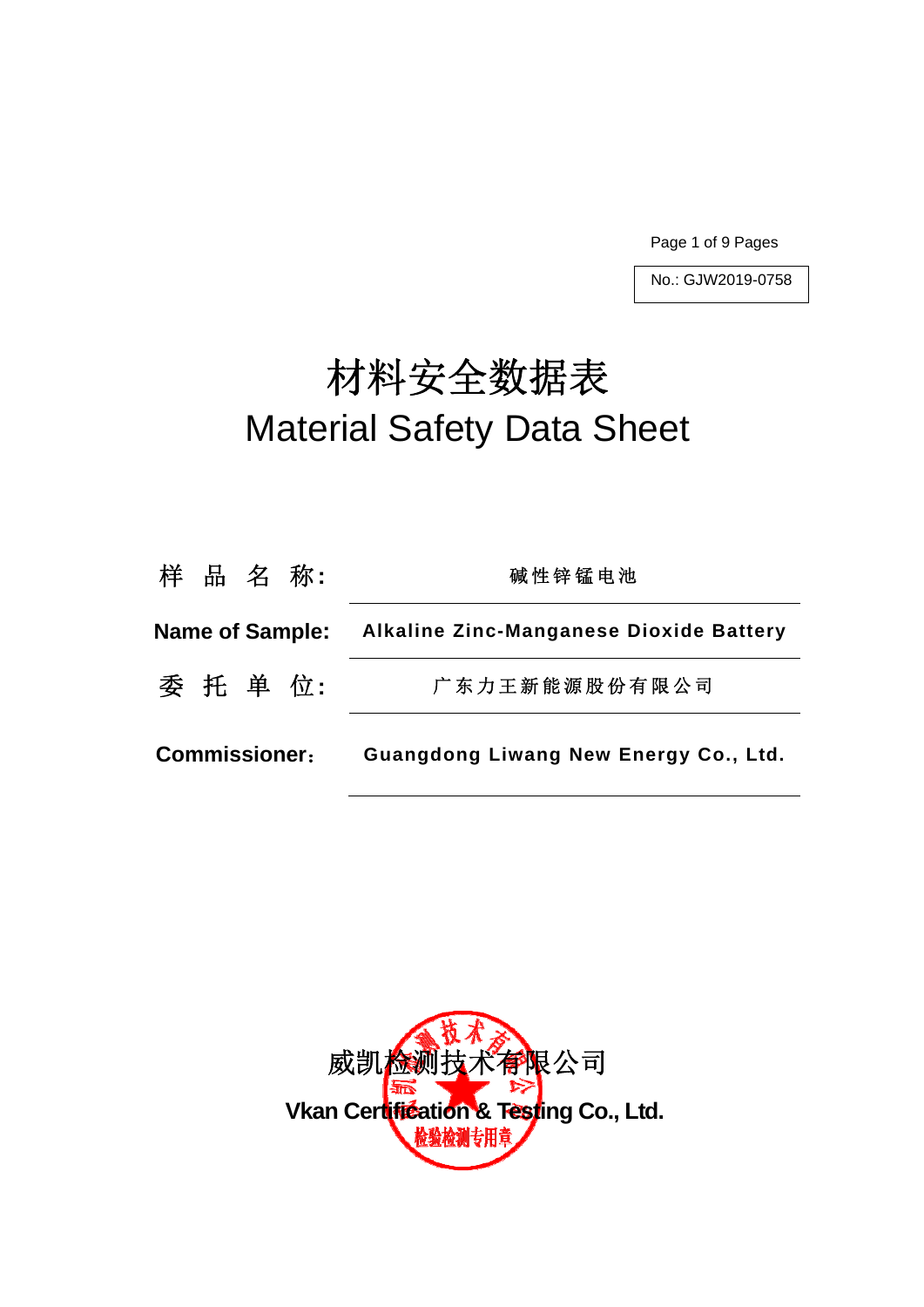No.: GJW2019-0758

# 材料安全数据表
# Material Safety Data Sheet

| 样 品 名 称: | 碱性锌锰电池 |
| --- | --- |
| **Name of Sample:** | **Alkaline Zinc-Manganese Dioxide Battery** |
| 委 托 单 位: | 广东力王新能源股份有限公司 |
| **Commissioner:** | **Guangdong Liwang New Energy Co., Ltd.** |

威凯检测技术有限公司

**Vkan Certification & Testing Co., Ltd.**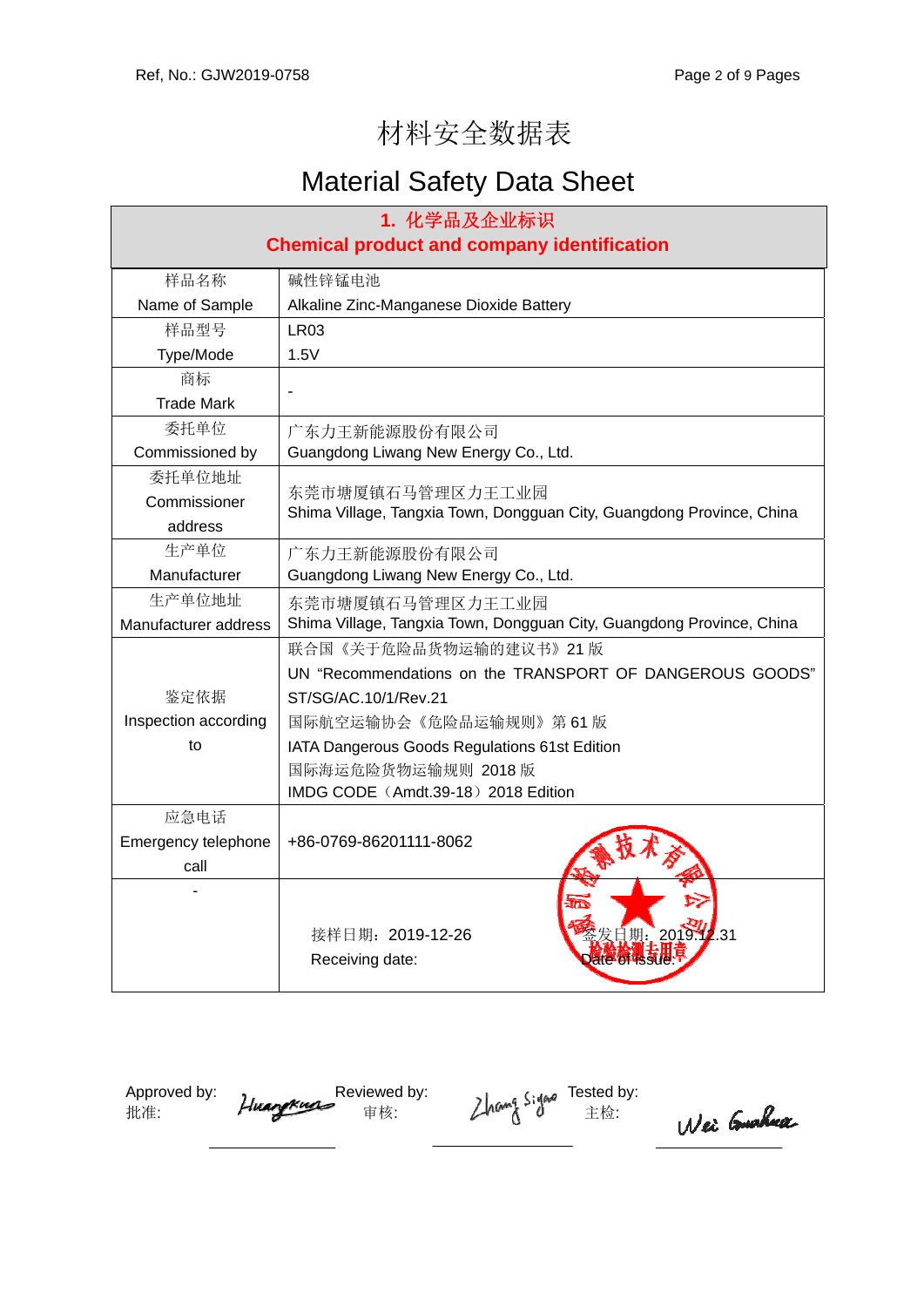# 材料安全数据表

# Material Safety Data Sheet

## 1. 化学品及企业标识 Chemical product and company identification

| 样品名称 Name of Sample | 碱性锌锰电池 Alkaline Zinc-Manganese Dioxide Battery |
|---|---|
| 样品型号 Type/Mode | LR03 1.5V |
| 商标 Trade Mark | - |
| 委托单位 Commissioned by | 广东力王新能源股份有限公司 Guangdong Liwang New Energy Co., Ltd. |
| 委托单位地址 Commissioner address | 东莞市塘厦镇石马管理区力王工业园 Shima Village, Tangxia Town, Dongguan City, Guangdong Province, China |
| 生产单位 Manufacturer | 广东力王新能源股份有限公司 Guangdong Liwang New Energy Co., Ltd. |
| 生产单位地址 Manufacturer address | 东莞市塘厦镇石马管理区力王工业园 Shima Village, Tangxia Town, Dongguan City, Guangdong Province, China |
| 鉴定依据 Inspection according to | 联合国《关于危险品货物运输的建议书》21 版 UN "Recommendations on the TRANSPORT OF DANGEROUS GOODS" ST/SG/AC.10/1/Rev.21 国际航空运输协会《危险品运输规则》第 61 版 IATA Dangerous Goods Regulations 61st Edition 国际海运危险货物运输规则 2018 版 IMDG CODE（Amdt.39-18）2018 Edition |
| 应急电话 Emergency telephone call | +86-0769-86201111-8062 |
| - | 接样日期：2019-12-26 Receiving date: 签发日期：2019.12.31 Date of issue: |

Approved by: 批准: Huangkun

Reviewed by: 审核: Zhang Sigao

Tested by: 主检: Wei Guohua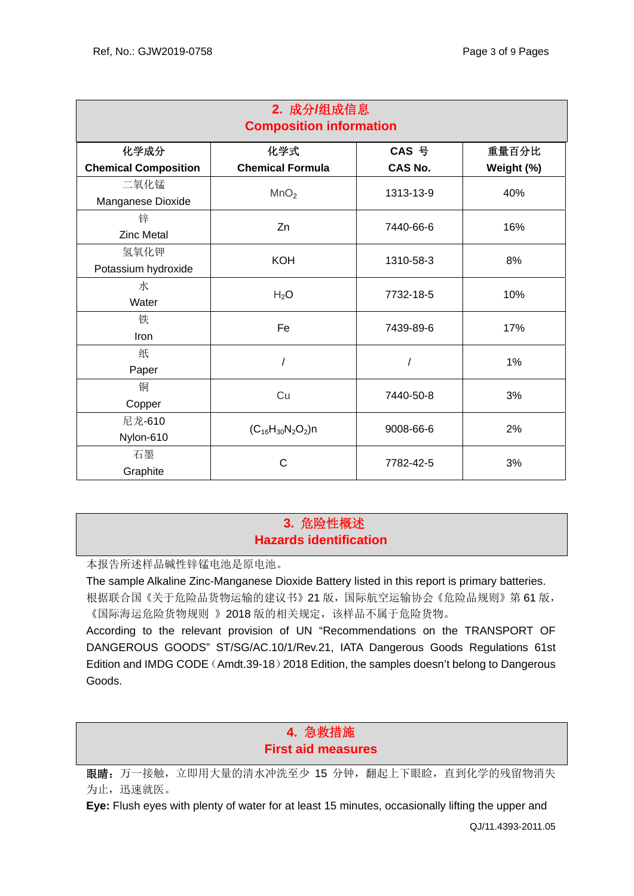## 2. 成分/组成信息
## Composition information

| 化学成分<br>Chemical Composition | 化学式<br>Chemical Formula | CAS 号<br>CAS No. | 重量百分比<br>Weight (%) |
|---|---|---|---|
| 二氧化锰<br>Manganese Dioxide | $MnO_2$ | 1313-13-9 | 40% |
| 锌<br>Zinc Metal | Zn | 7440-66-6 | 16% |
| 氢氧化钾<br>Potassium hydroxide | KOH | 1310-58-3 | 8% |
| 水<br>Water | $H_2O$ | 7732-18-5 | 10% |
| 铁<br>Iron | Fe | 7439-89-6 | 17% |
| 纸<br>Paper | / | / | 1% |
| 铜<br>Copper | Cu | 7440-50-8 | 3% |
| 尼龙-610<br>Nylon-610 | $(C_{16}H_{30}N_2O_2)n$ | 9008-66-6 | 2% |
| 石墨<br>Graphite | C | 7782-42-5 | 3% |

## 3. 危险性概述
## Hazards identification

本报告所述样品碱性锌锰电池是原电池。

The sample Alkaline Zinc-Manganese Dioxide Battery listed in this report is primary batteries.

根据联合国《关于危险品货物运输的建议书》21 版，国际航空运输协会《危险品规则》第 61 版，《国际海运危险货物规则 》2018 版的相关规定，该样品不属于危险货物。

According to the relevant provision of UN “Recommendations on the TRANSPORT OF DANGEROUS GOODS” ST/SG/AC.10/1/Rev.21, IATA Dangerous Goods Regulations 61st Edition and IMDG CODE（Amdt.39-18）2018 Edition, the samples doesn’t belong to Dangerous Goods.

## 4. 急救措施
## First aid measures

**眼睛：** 万一接触，立即用大量的清水冲洗至少 15 分钟，翻起上下眼睑，直到化学的残留物消失为止，迅速就医。

**Eye:** Flush eyes with plenty of water for at least 15 minutes, occasionally lifting the upper and

QJ/11.4393-2011.05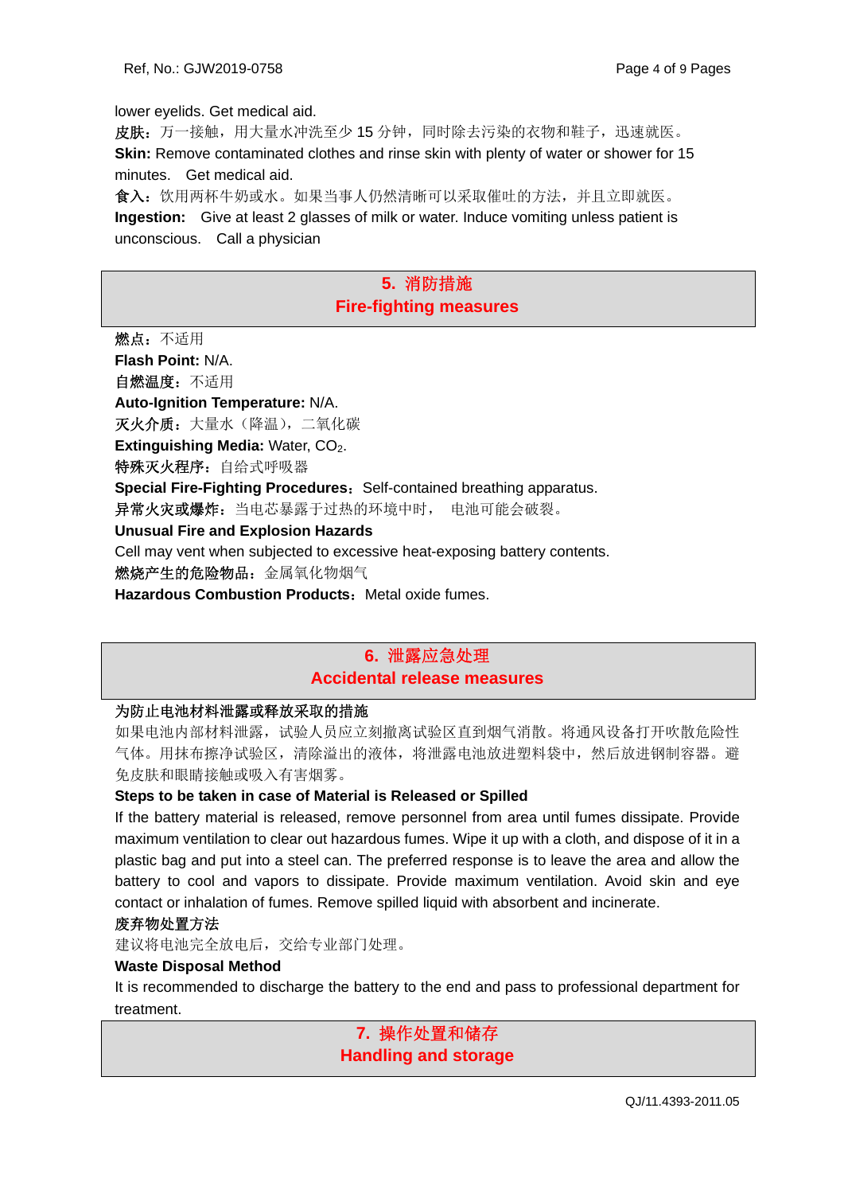lower eyelids. Get medical aid.

**皮肤：**万一接触，用大量水冲洗至少 15 分钟，同时除去污染的衣物和鞋子，迅速就医。

**Skin:** Remove contaminated clothes and rinse skin with plenty of water or shower for 15 minutes. Get medical aid.

**食入：**饮用两杯牛奶或水。如果当事人仍然清晰可以采取催吐的方法，并且立即就医。

**Ingestion:** Give at least 2 glasses of milk or water. Induce vomiting unless patient is unconscious. Call a physician

## 5. 消防措施 Fire-fighting measures

**燃点：**不适用

**Flash Point:** N/A.

**自燃温度：**不适用

**Auto-Ignition Temperature:** N/A.

**灭火介质：**大量水（降温），二氧化碳

**Extinguishing Media:** Water, $CO_2$.

**特殊灭火程序：**自给式呼吸器

**Special Fire-Fighting Procedures**：Self-contained breathing apparatus.

**异常火灾或爆炸：**当电芯暴露于过热的环境中时， 电池可能会破裂。

**Unusual Fire and Explosion Hazards**

Cell may vent when subjected to excessive heat-exposing battery contents.

**燃烧产生的危险物品：**金属氧化物烟气

**Hazardous Combustion Products**：Metal oxide fumes.

## 6. 泄露应急处理 Accidental release measures

**为防止电池材料泄露或释放采取的措施**

如果电池内部材料泄露，试验人员应立刻撤离试验区直到烟气消散。将通风设备打开吹散危险性气体。用抹布擦净试验区，清除溢出的液体，将泄露电池放进塑料袋中，然后放进钢制容器。避免皮肤和眼睛接触或吸入有害烟雾。

**Steps to be taken in case of Material is Released or Spilled**

If the battery material is released, remove personnel from area until fumes dissipate. Provide maximum ventilation to clear out hazardous fumes. Wipe it up with a cloth, and dispose of it in a plastic bag and put into a steel can. The preferred response is to leave the area and allow the battery to cool and vapors to dissipate. Provide maximum ventilation. Avoid skin and eye contact or inhalation of fumes. Remove spilled liquid with absorbent and incinerate.

**废弃物处置方法**

建议将电池完全放电后，交给专业部门处理。

**Waste Disposal Method**

It is recommended to discharge the battery to the end and pass to professional department for treatment.

## 7. 操作处置和储存 Handling and storage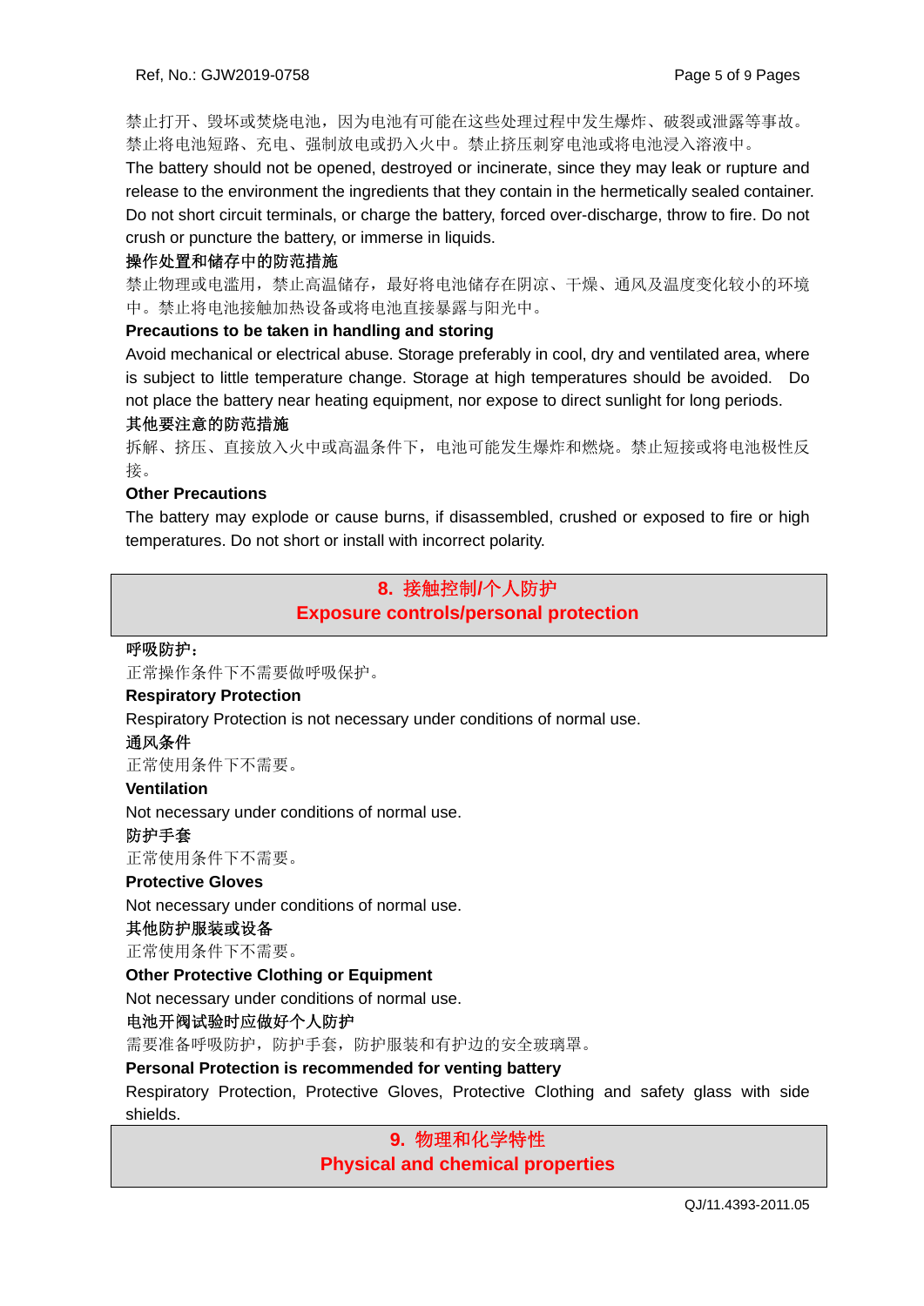禁止打开、毁坏或焚烧电池，因为电池有可能在这些处理过程中发生爆炸、破裂或泄露等事故。禁止将电池短路、充电、强制放电或扔入火中。禁止挤压刺穿电池或将电池浸入溶液中。

The battery should not be opened, destroyed or incinerate, since they may leak or rupture and release to the environment the ingredients that they contain in the hermetically sealed container. Do not short circuit terminals, or charge the battery, forced over-discharge, throw to fire. Do not crush or puncture the battery, or immerse in liquids.

**操作处置和储存中的防范措施**

禁止物理或电滥用，禁止高温储存，最好将电池储存在阴凉、干燥、通风及温度变化较小的环境中。禁止将电池接触加热设备或将电池直接暴露与阳光中。

**Precautions to be taken in handling and storing**

Avoid mechanical or electrical abuse. Storage preferably in cool, dry and ventilated area, where is subject to little temperature change. Storage at high temperatures should be avoided. Do not place the battery near heating equipment, nor expose to direct sunlight for long periods.

**其他要注意的防范措施**

拆解、挤压、直接放入火中或高温条件下，电池可能发生爆炸和燃烧。禁止短接或将电池极性反接。

**Other Precautions**

The battery may explode or cause burns, if disassembled, crushed or exposed to fire or high temperatures. Do not short or install with incorrect polarity.

## 8. 接触控制/个人防护 Exposure controls/personal protection

**呼吸防护：**

正常操作条件下不需要做呼吸保护。

**Respiratory Protection**

Respiratory Protection is not necessary under conditions of normal use.

**通风条件**

正常使用条件下不需要。

**Ventilation**

Not necessary under conditions of normal use.

**防护手套**

正常使用条件下不需要。

**Protective Gloves**

Not necessary under conditions of normal use.

**其他防护服装或设备**

正常使用条件下不需要。

**Other Protective Clothing or Equipment**

Not necessary under conditions of normal use.

**电池开阀试验时应做好个人防护**

需要准备呼吸防护，防护手套，防护服装和有护边的安全玻璃罩。

**Personal Protection is recommended for venting battery**

Respiratory Protection, Protective Gloves, Protective Clothing and safety glass with side shields.

## 9. 物理和化学特性 Physical and chemical properties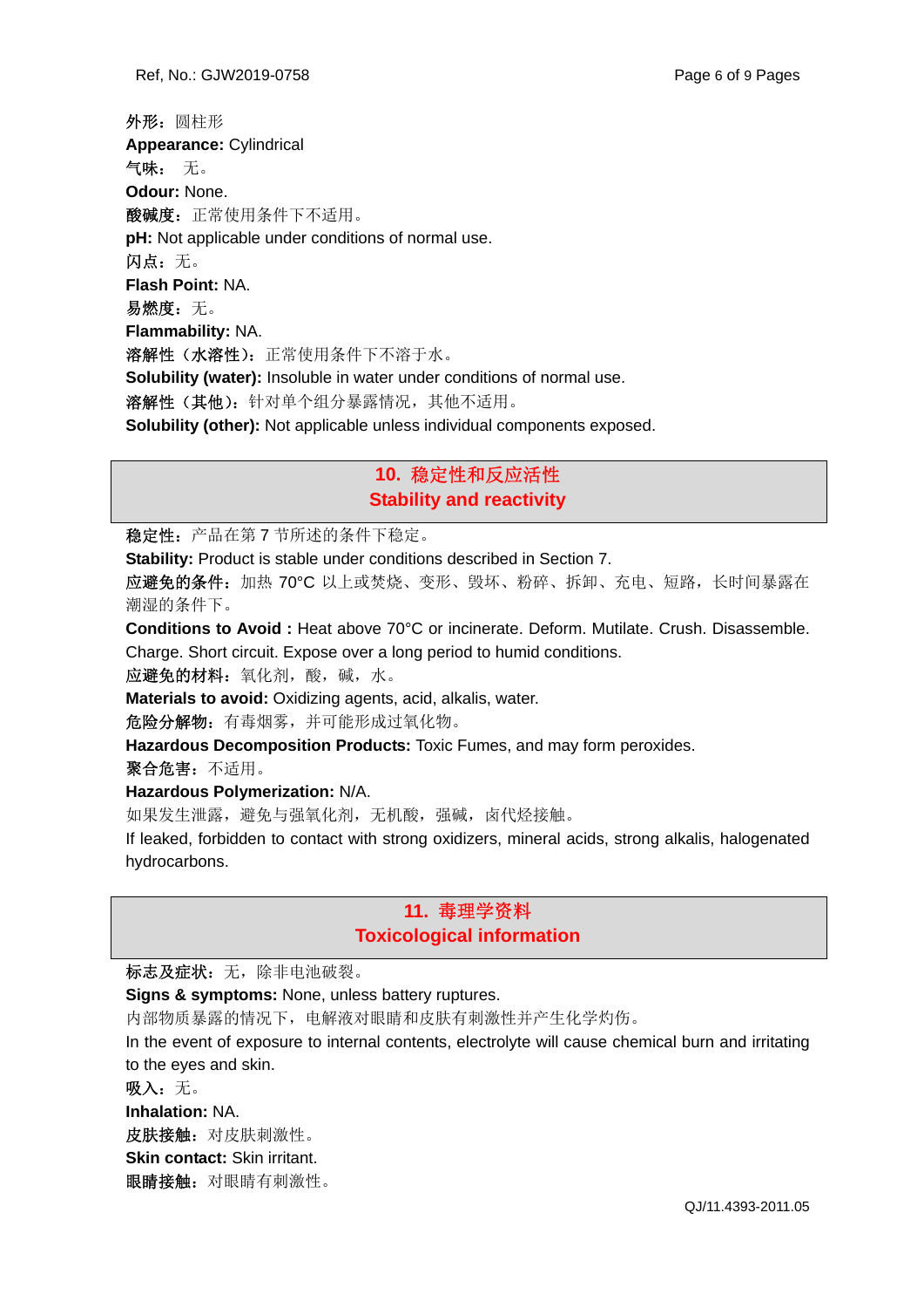**外形：**圆柱形

**Appearance:** Cylindrical

**气味：** 无。

**Odour:** None.

**酸碱度：**正常使用条件下不适用。

**pH:** Not applicable under conditions of normal use.

**闪点：**无。

**Flash Point:** NA.

**易燃度：**无。

**Flammability:** NA.

**溶解性（水溶性）：**正常使用条件下不溶于水。

**Solubility (water):** Insoluble in water under conditions of normal use.

**溶解性（其他）：**针对单个组分暴露情况，其他不适用。

**Solubility (other):** Not applicable unless individual components exposed.

## 10. 稳定性和反应活性
## Stability and reactivity

**稳定性：**产品在第 7 节所述的条件下稳定。

**Stability:** Product is stable under conditions described in Section 7.

**应避免的条件：**加热 70°C 以上或焚烧、变形、毁坏、粉碎、拆卸、充电、短路，长时间暴露在潮湿的条件下。

**Conditions to Avoid :** Heat above 70°C or incinerate. Deform. Mutilate. Crush. Disassemble. Charge. Short circuit. Expose over a long period to humid conditions.

**应避免的材料：**氧化剂，酸，碱，水。

**Materials to avoid:** Oxidizing agents, acid, alkalis, water.

**危险分解物：**有毒烟雾，并可能形成过氧化物。

**Hazardous Decomposition Products:** Toxic Fumes, and may form peroxides.

**聚合危害：**不适用。

**Hazardous Polymerization:** N/A.

如果发生泄露，避免与强氧化剂，无机酸，强碱，卤代烃接触。

If leaked, forbidden to contact with strong oxidizers, mineral acids, strong alkalis, halogenated hydrocarbons.

## 11. 毒理学资料
## Toxicological information

**标志及症状：**无，除非电池破裂。

**Signs & symptoms:** None, unless battery ruptures.

内部物质暴露的情况下，电解液对眼睛和皮肤有刺激性并产生化学灼伤。

In the event of exposure to internal contents, electrolyte will cause chemical burn and irritating to the eyes and skin.

**吸入：**无。

**Inhalation:** NA.

**皮肤接触：**对皮肤刺激性。

**Skin contact:** Skin irritant.

**眼睛接触：**对眼睛有刺激性。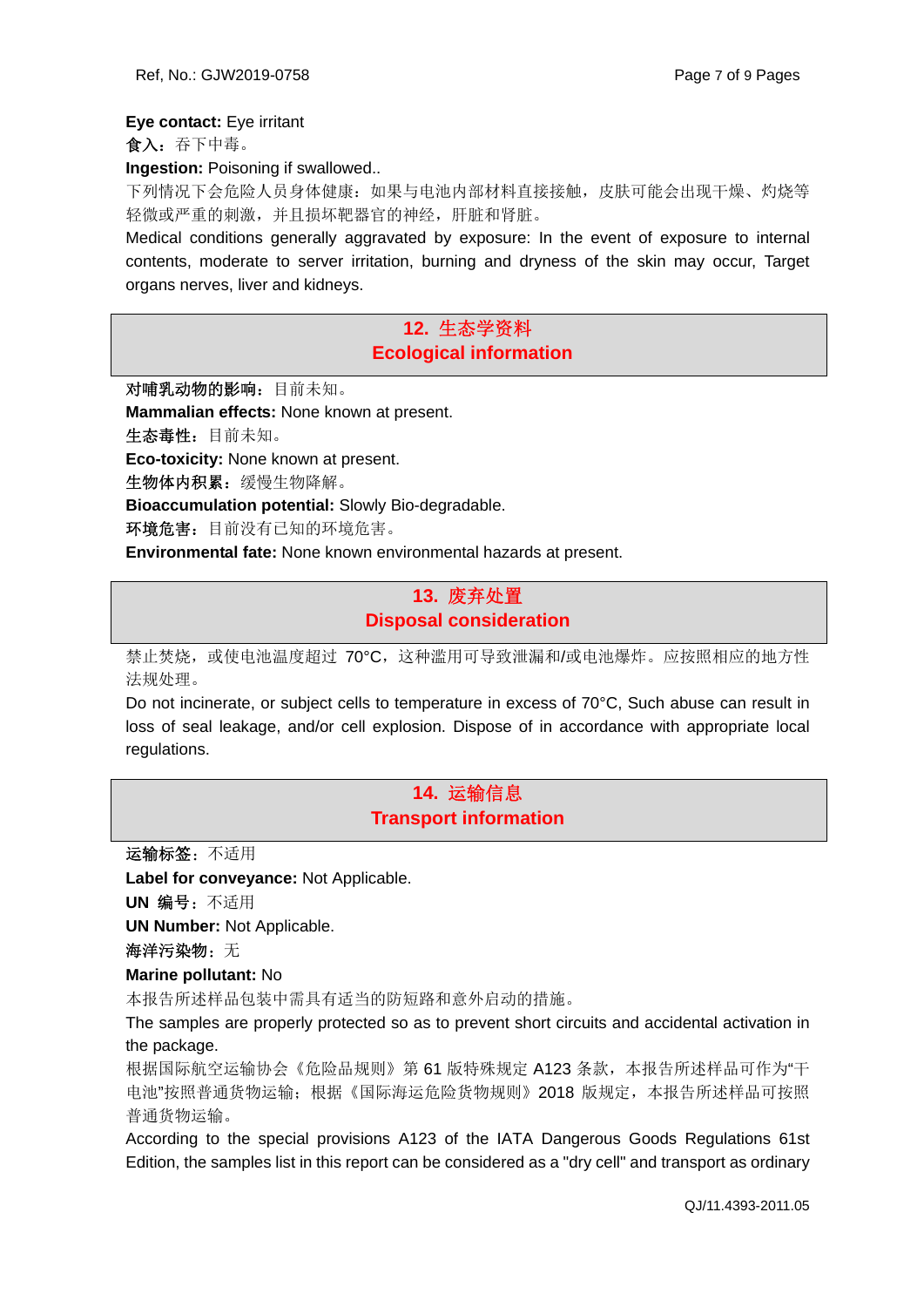**Eye contact:** Eye irritant

**食入：**吞下中毒。

**Ingestion:** Poisoning if swallowed..

下列情况下会危险人员身体健康：如果与电池内部材料直接接触，皮肤可能会出现干燥、灼烧等轻微或严重的刺激，并且损坏靶器官的神经，肝脏和肾脏。

Medical conditions generally aggravated by exposure: In the event of exposure to internal contents, moderate to server irritation, burning and dryness of the skin may occur, Target organs nerves, liver and kidneys.

## 12. 生态学资料 Ecological information

**对哺乳动物的影响：**目前未知。

**Mammalian effects:** None known at present.

**生态毒性：**目前未知。

**Eco-toxicity:** None known at present.

**生物体内积累：**缓慢生物降解。

**Bioaccumulation potential:** Slowly Bio-degradable.

**环境危害：**目前没有已知的环境危害。

**Environmental fate:** None known environmental hazards at present.

## 13. 废弃处置 Disposal consideration

禁止焚烧，或使电池温度超过 70°C，这种滥用可导致泄漏和/或电池爆炸。应按照相应的地方性法规处理。

Do not incinerate, or subject cells to temperature in excess of 70°C, Such abuse can result in loss of seal leakage, and/or cell explosion. Dispose of in accordance with appropriate local regulations.

## 14. 运输信息 Transport information

**运输标签：**不适用

**Label for conveyance:** Not Applicable.

**UN 编号：**不适用

**UN Number:** Not Applicable.

**海洋污染物：**无

**Marine pollutant:** No

本报告所述样品包装中需具有适当的防短路和意外启动的措施。

The samples are properly protected so as to prevent short circuits and accidental activation in the package.

根据国际航空运输协会《危险品规则》第 61 版特殊规定 A123 条款，本报告所述样品可作为"干电池"按照普通货物运输；根据《国际海运危险货物规则》2018 版规定，本报告所述样品可按照普通货物运输。

According to the special provisions A123 of the IATA Dangerous Goods Regulations 61st Edition, the samples list in this report can be considered as a "dry cell" and transport as ordinary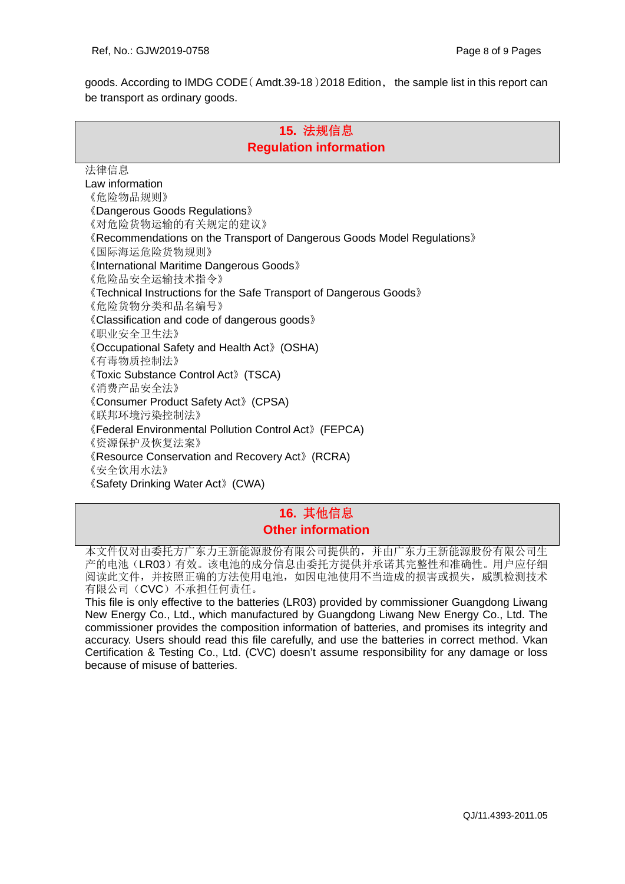goods. According to IMDG CODE（Amdt.39-18）2018 Edition， the sample list in this report can be transport as ordinary goods.

## 15. 法规信息
## Regulation information

法律信息
Law information
《危险物品规则》
《Dangerous Goods Regulations》
《对危险货物运输的有关规定的建议》
《Recommendations on the Transport of Dangerous Goods Model Regulations》
《国际海运危险货物规则》
《International Maritime Dangerous Goods》
《危险品安全运输技术指令》
《Technical Instructions for the Safe Transport of Dangerous Goods》
《危险货物分类和品名编号》
《Classification and code of dangerous goods》
《职业安全卫生法》
《Occupational Safety and Health Act》(OSHA)
《有毒物质控制法》
《Toxic Substance Control Act》(TSCA)
《消费产品安全法》
《Consumer Product Safety Act》(CPSA)
《联邦环境污染控制法》
《Federal Environmental Pollution Control Act》(FEPCA)
《资源保护及恢复法案》
《Resource Conservation and Recovery Act》(RCRA)
《安全饮用水法》
《Safety Drinking Water Act》(CWA)

## 16. 其他信息
## Other information

本文件仅对由委托方广东力王新能源股份有限公司提供的，并由广东力王新能源股份有限公司生产的电池（LR03）有效。该电池的成分信息由委托方提供并承诺其完整性和准确性。用户应仔细阅读此文件，并按照正确的方法使用电池，如因电池使用不当造成的损害或损失，威凯检测技术有限公司（CVC）不承担任何责任。

This file is only effective to the batteries (LR03) provided by commissioner Guangdong Liwang New Energy Co., Ltd., which manufactured by Guangdong Liwang New Energy Co., Ltd. The commissioner provides the composition information of batteries, and promises its integrity and accuracy. Users should read this file carefully, and use the batteries in correct method. Vkan Certification & Testing Co., Ltd. (CVC) doesn't assume responsibility for any damage or loss because of misuse of batteries.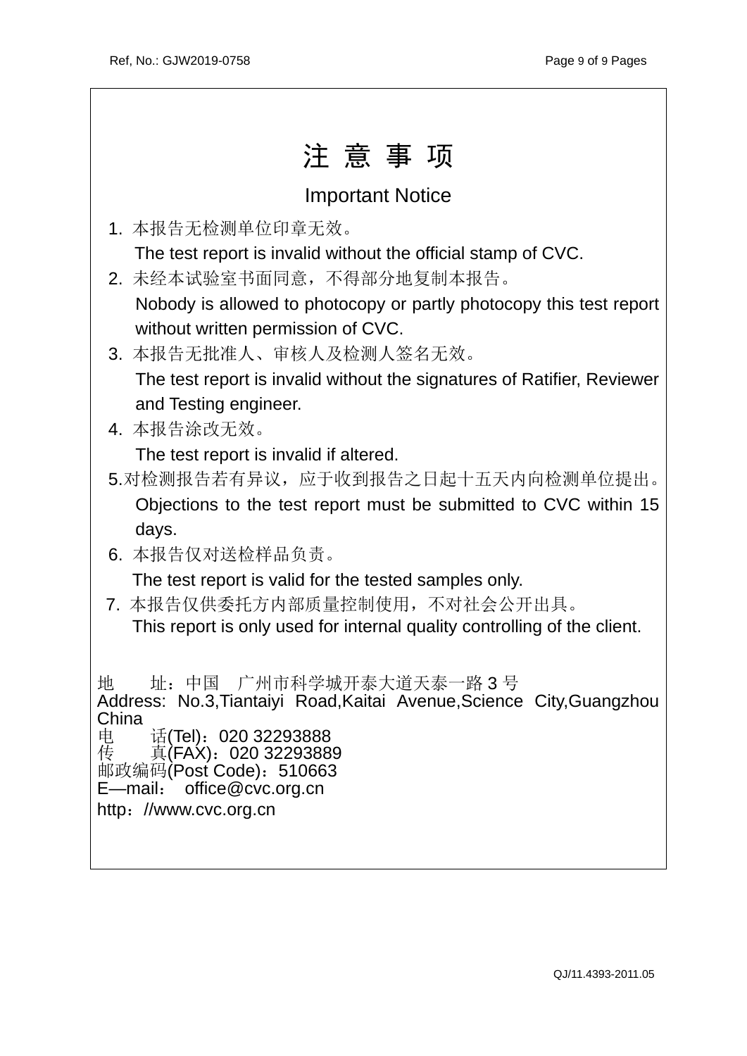# 注 意 事 项

## Important Notice

1. 本报告无检测单位印章无效。
   The test report is invalid without the official stamp of CVC.
2. 未经本试验室书面同意，不得部分地复制本报告。
   Nobody is allowed to photocopy or partly photocopy this test report without written permission of CVC.
3. 本报告无批准人、审核人及检测人签名无效。
   The test report is invalid without the signatures of Ratifier, Reviewer and Testing engineer.
4. 本报告涂改无效。
   The test report is invalid if altered.
5. 对检测报告若有异议，应于收到报告之日起十五天内向检测单位提出。
   Objections to the test report must be submitted to CVC within 15 days.
6. 本报告仅对送检样品负责。
   The test report is valid for the tested samples only.
7. 本报告仅供委托方内部质量控制使用，不对社会公开出具。
   This report is only used for internal quality controlling of the client.

地　　址：中国　广州市科学城开泰大道天泰一路 3 号
Address: No.3,Tiantaiyi Road,Kaitai Avenue,Science City,Guangzhou China
电　　话(Tel)：020 32293888
传　　真(FAX)：020 32293889
邮政编码(Post Code)：510663
E—mail：　office@cvc.org.cn
http：//www.cvc.org.cn

QJ/11.4393-2011.05